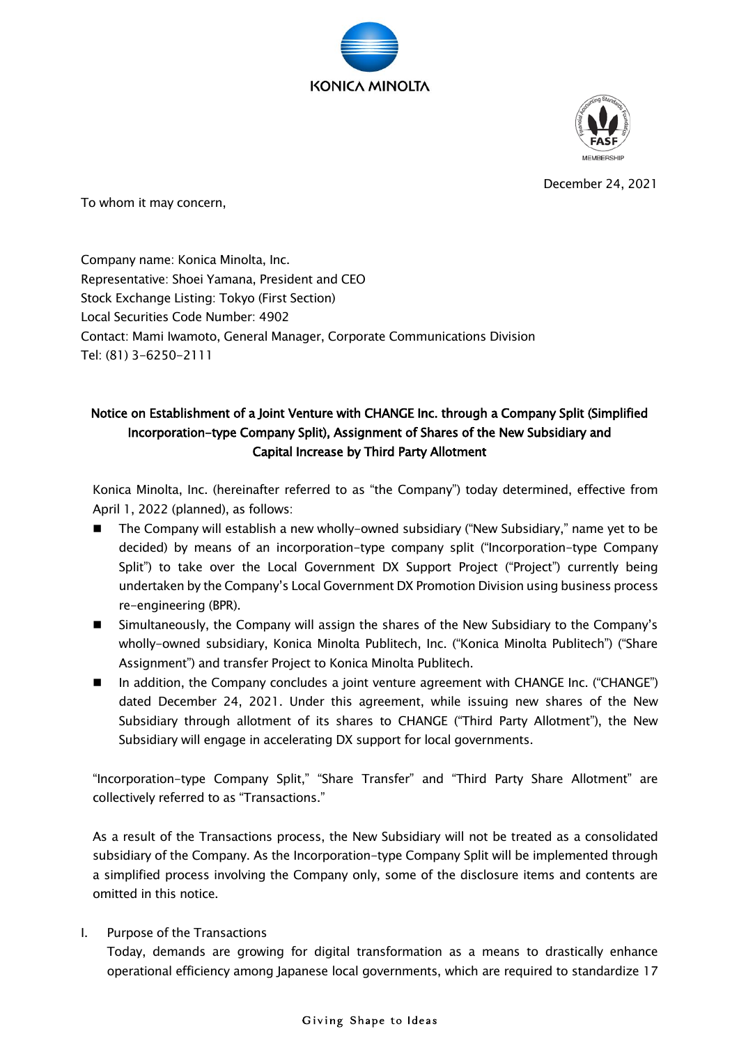December 24, 2021

To whom it may concern,

Company name: Konica Minolta, Inc.
Representative: Shoei Yamana, President and CEO
Stock Exchange Listing: Tokyo (First Section)
Local Securities Code Number: 4902
Contact: Mami Iwamoto, General Manager, Corporate Communications Division
Tel: (81) 3-6250-2111

# Notice on Establishment of a Joint Venture with CHANGE Inc. through a Company Split (Simplified Incorporation-type Company Split), Assignment of Shares of the New Subsidiary and Capital Increase by Third Party Allotment

Konica Minolta, Inc. (hereinafter referred to as "the Company") today determined, effective from April 1, 2022 (planned), as follows:

- The Company will establish a new wholly-owned subsidiary ("New Subsidiary," name yet to be decided) by means of an incorporation-type company split ("Incorporation-type Company Split") to take over the Local Government DX Support Project ("Project") currently being undertaken by the Company's Local Government DX Promotion Division using business process re-engineering (BPR).
- Simultaneously, the Company will assign the shares of the New Subsidiary to the Company's wholly-owned subsidiary, Konica Minolta Publitech, Inc. ("Konica Minolta Publitech") ("Share Assignment") and transfer Project to Konica Minolta Publitech.
- In addition, the Company concludes a joint venture agreement with CHANGE Inc. ("CHANGE") dated December 24, 2021. Under this agreement, while issuing new shares of the New Subsidiary through allotment of its shares to CHANGE ("Third Party Allotment"), the New Subsidiary will engage in accelerating DX support for local governments.

"Incorporation-type Company Split," "Share Transfer" and "Third Party Share Allotment" are collectively referred to as "Transactions."

As a result of the Transactions process, the New Subsidiary will not be treated as a consolidated subsidiary of the Company. As the Incorporation-type Company Split will be implemented through a simplified process involving the Company only, some of the disclosure items and contents are omitted in this notice.

## I. Purpose of the Transactions

Today, demands are growing for digital transformation as a means to drastically enhance operational efficiency among Japanese local governments, which are required to standardize 17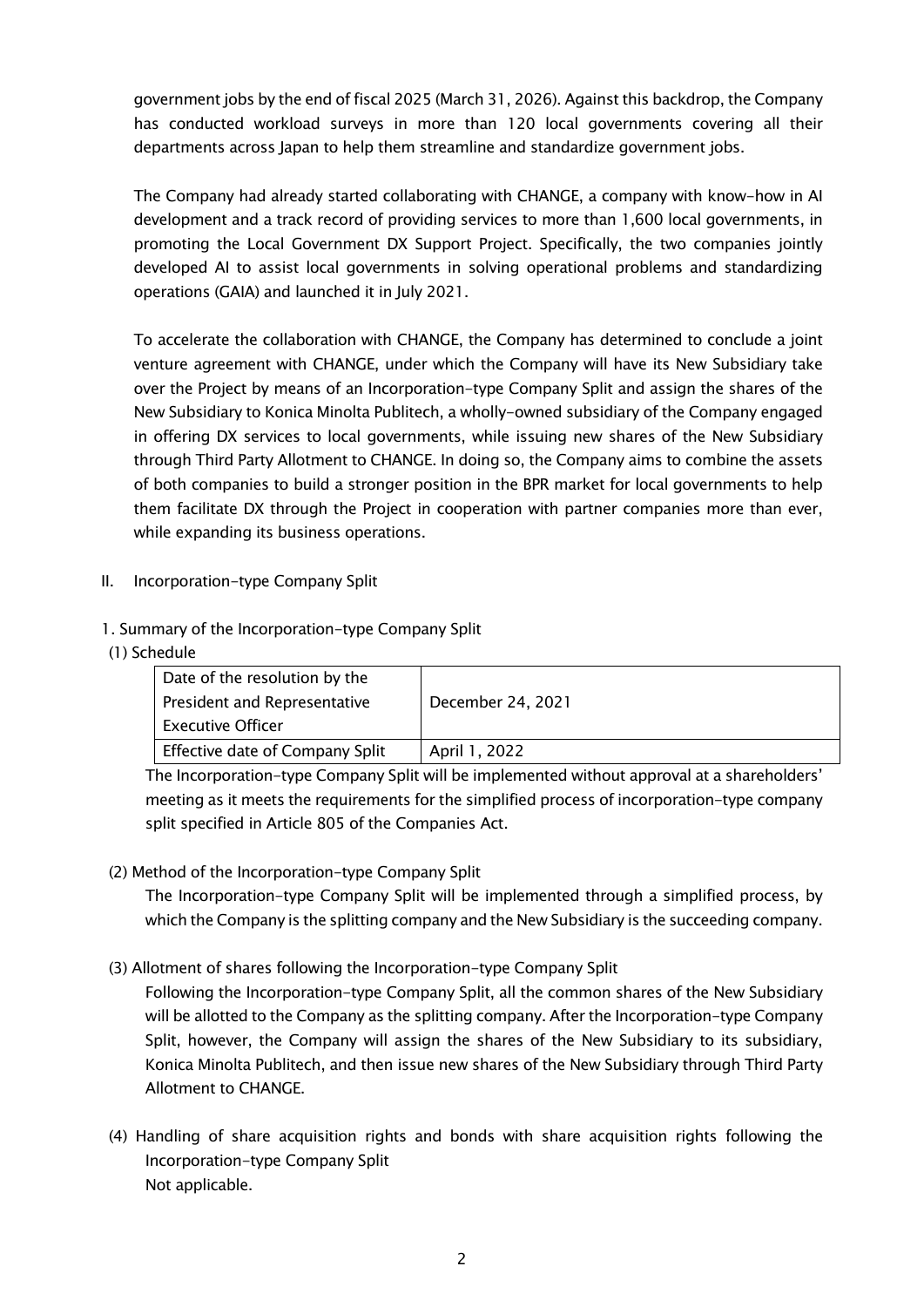government jobs by the end of fiscal 2025 (March 31, 2026). Against this backdrop, the Company has conducted workload surveys in more than 120 local governments covering all their departments across Japan to help them streamline and standardize government jobs.

The Company had already started collaborating with CHANGE, a company with know-how in AI development and a track record of providing services to more than 1,600 local governments, in promoting the Local Government DX Support Project. Specifically, the two companies jointly developed AI to assist local governments in solving operational problems and standardizing operations (GAIA) and launched it in July 2021.

To accelerate the collaboration with CHANGE, the Company has determined to conclude a joint venture agreement with CHANGE, under which the Company will have its New Subsidiary take over the Project by means of an Incorporation-type Company Split and assign the shares of the New Subsidiary to Konica Minolta Publitech, a wholly-owned subsidiary of the Company engaged in offering DX services to local governments, while issuing new shares of the New Subsidiary through Third Party Allotment to CHANGE. In doing so, the Company aims to combine the assets of both companies to build a stronger position in the BPR market for local governments to help them facilitate DX through the Project in cooperation with partner companies more than ever, while expanding its business operations.

## II. Incorporation-type Company Split

### 1. Summary of the Incorporation-type Company Split

(1) Schedule

| Date of the resolution by the President and Representative Executive Officer | December 24, 2021 |
|---|---|
| Effective date of Company Split | April 1, 2022 |

The Incorporation-type Company Split will be implemented without approval at a shareholders' meeting as it meets the requirements for the simplified process of incorporation-type company split specified in Article 805 of the Companies Act.

(2) Method of the Incorporation-type Company Split

The Incorporation-type Company Split will be implemented through a simplified process, by which the Company is the splitting company and the New Subsidiary is the succeeding company.

(3) Allotment of shares following the Incorporation-type Company Split

Following the Incorporation-type Company Split, all the common shares of the New Subsidiary will be allotted to the Company as the splitting company. After the Incorporation-type Company Split, however, the Company will assign the shares of the New Subsidiary to its subsidiary, Konica Minolta Publitech, and then issue new shares of the New Subsidiary through Third Party Allotment to CHANGE.

(4) Handling of share acquisition rights and bonds with share acquisition rights following the Incorporation-type Company Split

Not applicable.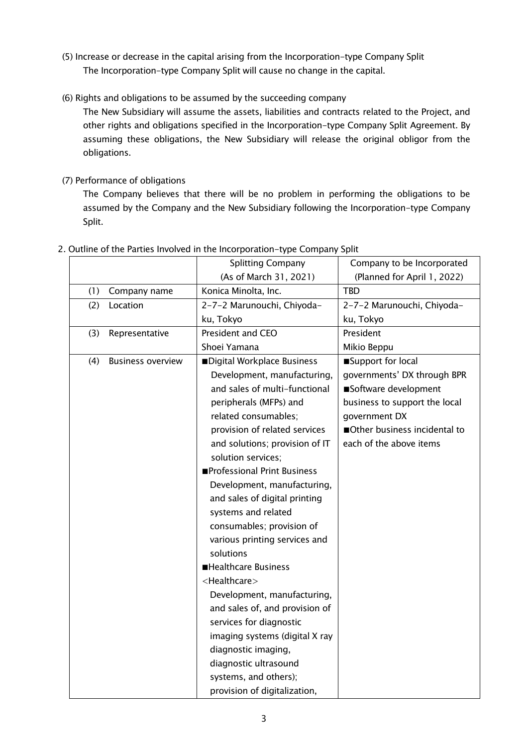(5) Increase or decrease in the capital arising from the Incorporation-type Company Split

The Incorporation-type Company Split will cause no change in the capital.

(6) Rights and obligations to be assumed by the succeeding company

The New Subsidiary will assume the assets, liabilities and contracts related to the Project, and other rights and obligations specified in the Incorporation-type Company Split Agreement. By assuming these obligations, the New Subsidiary will release the original obligor from the obligations.

(7) Performance of obligations

The Company believes that there will be no problem in performing the obligations to be assumed by the Company and the New Subsidiary following the Incorporation-type Company Split.

2. Outline of the Parties Involved in the Incorporation-type Company Split

| | Splitting Company (As of March 31, 2021) | Company to be Incorporated (Planned for April 1, 2022) |
|---|---|---|
| (1) Company name | Konica Minolta, Inc. | TBD |
| (2) Location | 2-7-2 Marunouchi, Chiyoda-ku, Tokyo | 2-7-2 Marunouchi, Chiyoda-ku, Tokyo |
| (3) Representative | President and CEO Shoei Yamana | President Mikio Beppu |
| (4) Business overview | ■Digital Workplace Business Development, manufacturing, and sales of multi-functional peripherals (MFPs) and related consumables; provision of related services and solutions; provision of IT solution services; ■Professional Print Business Development, manufacturing, and sales of digital printing systems and related consumables; provision of various printing services and solutions ■Healthcare Business <Healthcare> Development, manufacturing, and sales of, and provision of services for diagnostic imaging systems (digital X ray diagnostic imaging, diagnostic ultrasound systems, and others); provision of digitalization, | ■Support for local governments' DX through BPR ■Software development business to support the local government DX ■Other business incidental to each of the above items |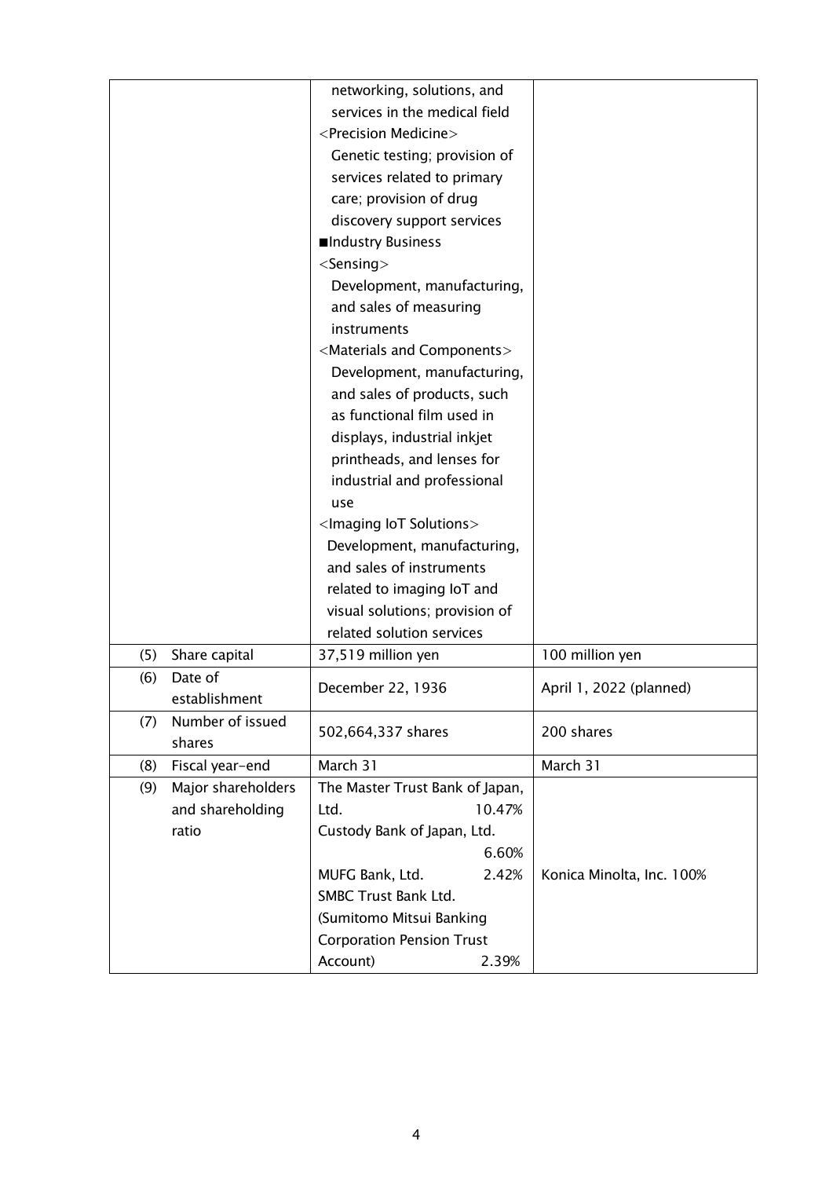| | | |
|---|---|---|
| | networking, solutions, and services in the medical field<br><Precision Medicine><br>Genetic testing; provision of services related to primary care; provision of drug discovery support services<br>■Industry Business<br><Sensing><br>Development, manufacturing, and sales of measuring instruments<br><Materials and Components><br>Development, manufacturing, and sales of products, such as functional film used in displays, industrial inkjet printheads, and lenses for industrial and professional use<br><Imaging IoT Solutions><br>Development, manufacturing, and sales of instruments related to imaging IoT and visual solutions; provision of related solution services | |
| (5) Share capital | 37,519 million yen | 100 million yen |
| (6) Date of establishment | December 22, 1936 | April 1, 2022 (planned) |
| (7) Number of issued shares | 502,664,337 shares | 200 shares |
| (8) Fiscal year-end | March 31 | March 31 |
| (9) Major shareholders and shareholding ratio | The Master Trust Bank of Japan, Ltd. 10.47%<br>Custody Bank of Japan, Ltd. 6.60%<br>MUFG Bank, Ltd. 2.42%<br>SMBC Trust Bank Ltd. (Sumitomo Mitsui Banking Corporation Pension Trust Account) 2.39% | Konica Minolta, Inc. 100% |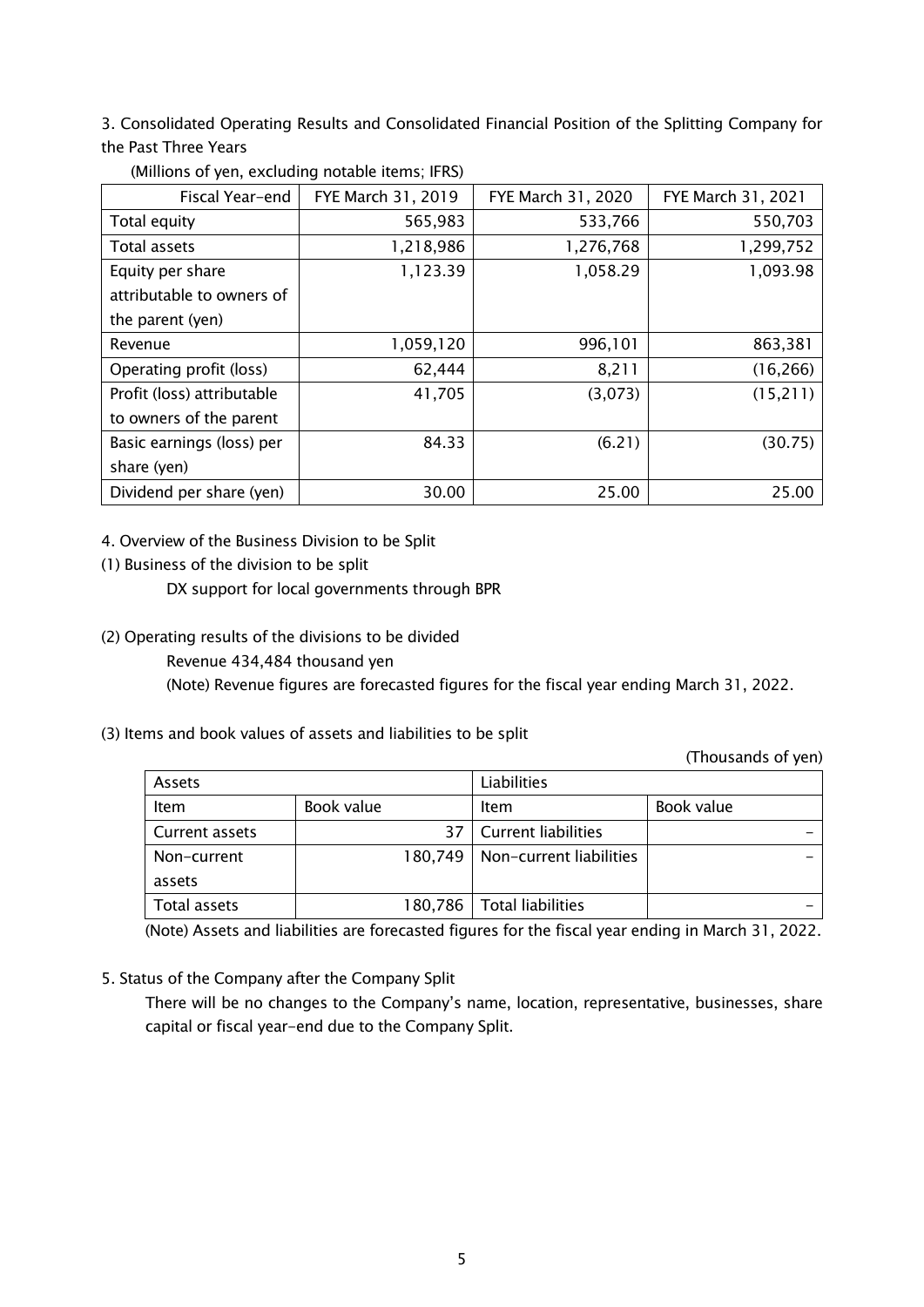3. Consolidated Operating Results and Consolidated Financial Position of the Splitting Company for the Past Three Years

(Millions of yen, excluding notable items; IFRS)

| Fiscal Year-end | FYE March 31, 2019 | FYE March 31, 2020 | FYE March 31, 2021 |
|---|---|---|---|
| Total equity | 565,983 | 533,766 | 550,703 |
| Total assets | 1,218,986 | 1,276,768 | 1,299,752 |
| Equity per share attributable to owners of the parent (yen) | 1,123.39 | 1,058.29 | 1,093.98 |
| Revenue | 1,059,120 | 996,101 | 863,381 |
| Operating profit (loss) | 62,444 | 8,211 | (16,266) |
| Profit (loss) attributable to owners of the parent | 41,705 | (3,073) | (15,211) |
| Basic earnings (loss) per share (yen) | 84.33 | (6.21) | (30.75) |
| Dividend per share (yen) | 30.00 | 25.00 | 25.00 |

4. Overview of the Business Division to be Split

(1) Business of the division to be split

DX support for local governments through BPR

(2) Operating results of the divisions to be divided

Revenue 434,484 thousand yen

(Note) Revenue figures are forecasted figures for the fiscal year ending March 31, 2022.

(3) Items and book values of assets and liabilities to be split

(Thousands of yen)

| Assets | | Liabilities | |
|---|---|---|---|
| Item | Book value | Item | Book value |
| Current assets | 37 | Current liabilities | - |
| Non-current assets | 180,749 | Non-current liabilities | - |
| Total assets | 180,786 | Total liabilities | - |

(Note) Assets and liabilities are forecasted figures for the fiscal year ending in March 31, 2022.

5. Status of the Company after the Company Split

There will be no changes to the Company's name, location, representative, businesses, share capital or fiscal year-end due to the Company Split.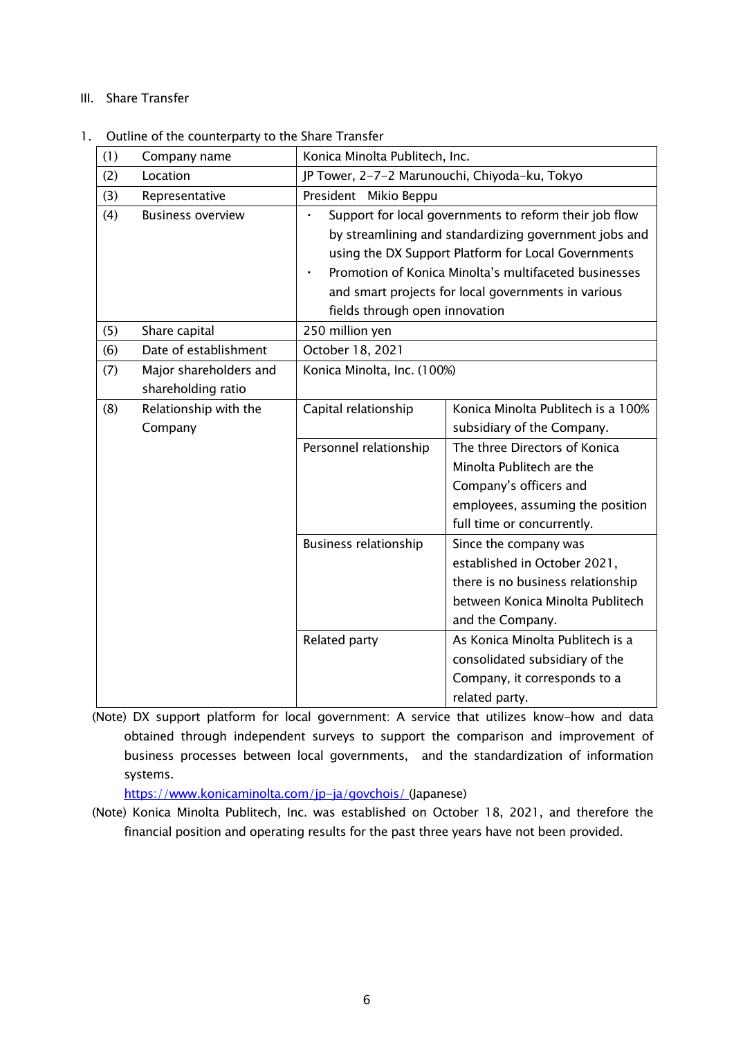## III. Share Transfer

1. Outline of the counterparty to the Share Transfer

| (1) | Company name | Konica Minolta Publitech, Inc. | |
|---|---|---|---|
| (2) | Location | JP Tower, 2-7-2 Marunouchi, Chiyoda-ku, Tokyo | |
| (3) | Representative | President Mikio Beppu | |
| (4) | Business overview | • Support for local governments to reform their job flow by streamlining and standardizing government jobs and using the DX Support Platform for Local Governments<br>• Promotion of Konica Minolta's multifaceted businesses and smart projects for local governments in various fields through open innovation | |
| (5) | Share capital | 250 million yen | |
| (6) | Date of establishment | October 18, 2021 | |
| (7) | Major shareholders and shareholding ratio | Konica Minolta, Inc. (100%) | |
| (8) | Relationship with the Company | Capital relationship | Konica Minolta Publitech is a 100% subsidiary of the Company. |
| | | Personnel relationship | The three Directors of Konica Minolta Publitech are the Company's officers and employees, assuming the position full time or concurrently. |
| | | Business relationship | Since the company was established in October 2021, there is no business relationship between Konica Minolta Publitech and the Company. |
| | | Related party | As Konica Minolta Publitech is a consolidated subsidiary of the Company, it corresponds to a related party. |

(Note) DX support platform for local government: A service that utilizes know-how and data obtained through independent surveys to support the comparison and improvement of business processes between local governments, and the standardization of information systems.
https://www.konicaminolta.com/jp-ja/govchois/ (Japanese)

(Note) Konica Minolta Publitech, Inc. was established on October 18, 2021, and therefore the financial position and operating results for the past three years have not been provided.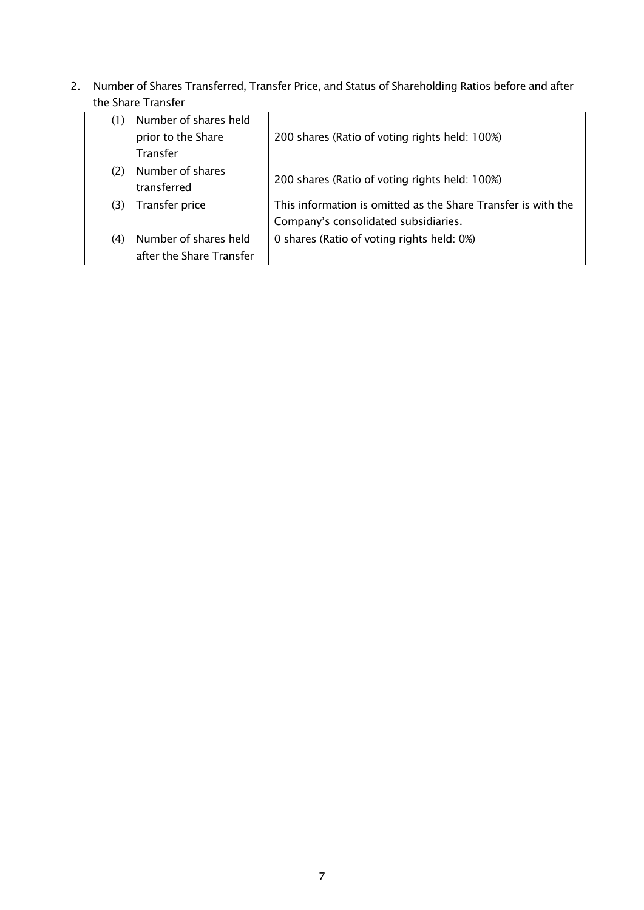2. Number of Shares Transferred, Transfer Price, and Status of Shareholding Ratios before and after the Share Transfer

| | |
|---|---|
| (1) Number of shares held prior to the Share Transfer | 200 shares (Ratio of voting rights held: 100%) |
| (2) Number of shares transferred | 200 shares (Ratio of voting rights held: 100%) |
| (3) Transfer price | This information is omitted as the Share Transfer is with the Company's consolidated subsidiaries. |
| (4) Number of shares held after the Share Transfer | 0 shares (Ratio of voting rights held: 0%) |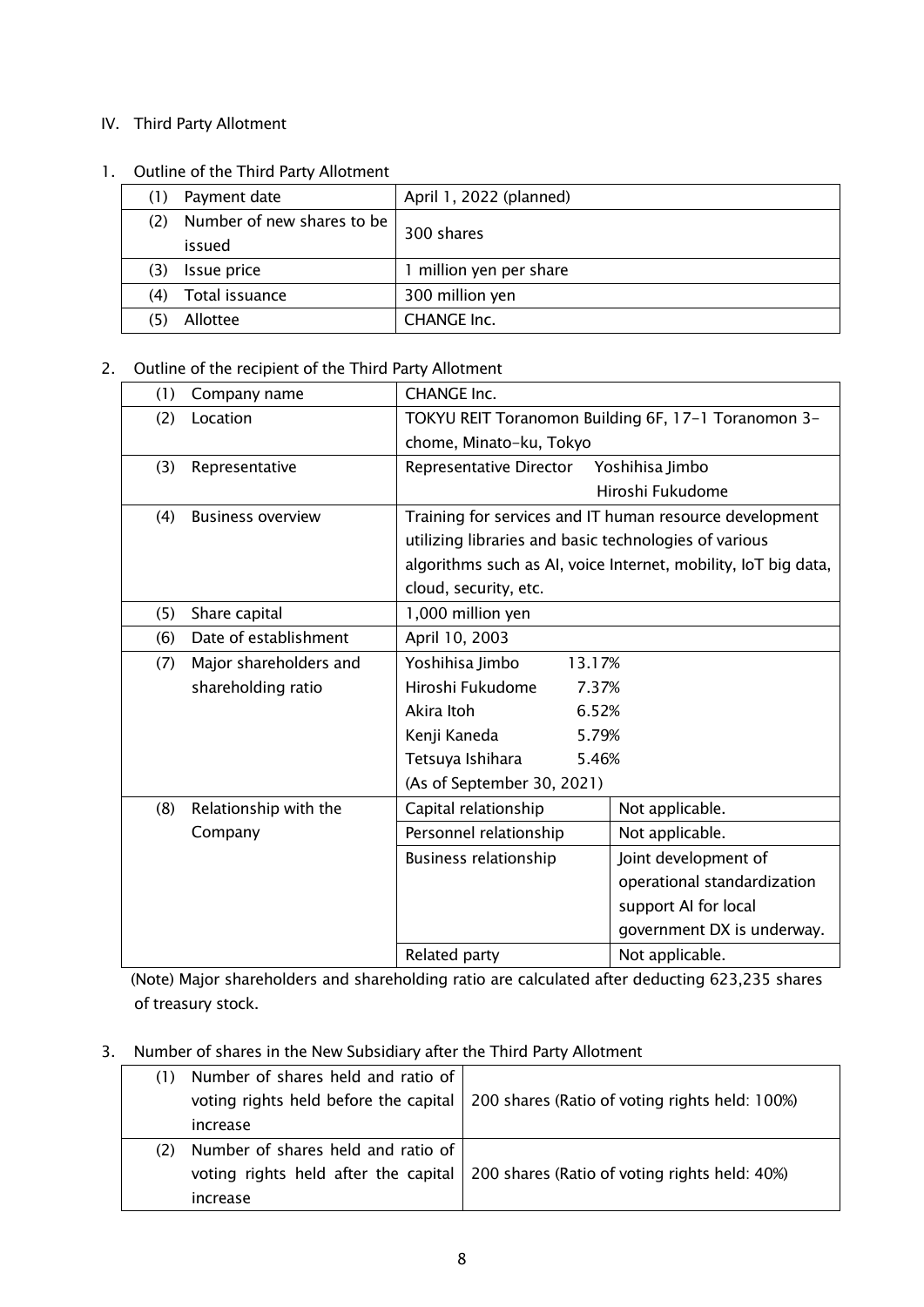IV. Third Party Allotment

1. Outline of the Third Party Allotment

| | |
|---|---|
| (1) Payment date | April 1, 2022 (planned) |
| (2) Number of new shares to be issued | 300 shares |
| (3) Issue price | 1 million yen per share |
| (4) Total issuance | 300 million yen |
| (5) Allottee | CHANGE Inc. |

2. Outline of the recipient of the Third Party Allotment

| | | |
|---|---|---|
| (1) Company name | CHANGE Inc. | |
| (2) Location | TOKYU REIT Toranomon Building 6F, 17-1 Toranomon 3-chome, Minato-ku, Tokyo | |
| (3) Representative | Representative Director Yoshihisa Jimbo<br>Hiroshi Fukudome | |
| (4) Business overview | Training for services and IT human resource development utilizing libraries and basic technologies of various algorithms such as AI, voice Internet, mobility, IoT big data, cloud, security, etc. | |
| (5) Share capital | 1,000 million yen | |
| (6) Date of establishment | April 10, 2003 | |
| (7) Major shareholders and shareholding ratio | Yoshihisa Jimbo 13.17%<br>Hiroshi Fukudome 7.37%<br>Akira Itoh 6.52%<br>Kenji Kaneda 5.79%<br>Tetsuya Ishihara 5.46%<br>(As of September 30, 2021) | |
| (8) Relationship with the Company | Capital relationship | Not applicable. |
| | Personnel relationship | Not applicable. |
| | Business relationship | Joint development of operational standardization support AI for local government DX is underway. |
| | Related party | Not applicable. |

(Note) Major shareholders and shareholding ratio are calculated after deducting 623,235 shares of treasury stock.

3. Number of shares in the New Subsidiary after the Third Party Allotment

| | |
|---|---|
| (1) Number of shares held and ratio of voting rights held before the capital increase | 200 shares (Ratio of voting rights held: 100%) |
| (2) Number of shares held and ratio of voting rights held after the capital increase | 200 shares (Ratio of voting rights held: 40%) |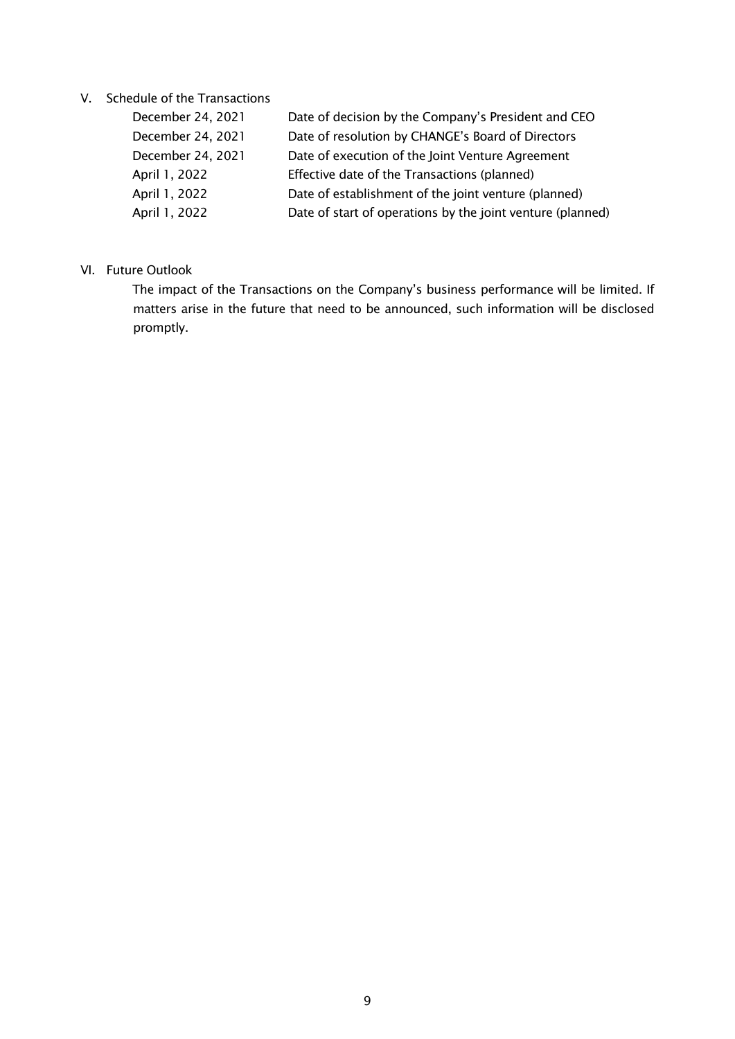## V. Schedule of the Transactions

| | |
|---|---|
| December 24, 2021 | Date of decision by the Company's President and CEO |
| December 24, 2021 | Date of resolution by CHANGE's Board of Directors |
| December 24, 2021 | Date of execution of the Joint Venture Agreement |
| April 1, 2022 | Effective date of the Transactions (planned) |
| April 1, 2022 | Date of establishment of the joint venture (planned) |
| April 1, 2022 | Date of start of operations by the joint venture (planned) |

## VI. Future Outlook

The impact of the Transactions on the Company's business performance will be limited. If matters arise in the future that need to be announced, such information will be disclosed promptly.